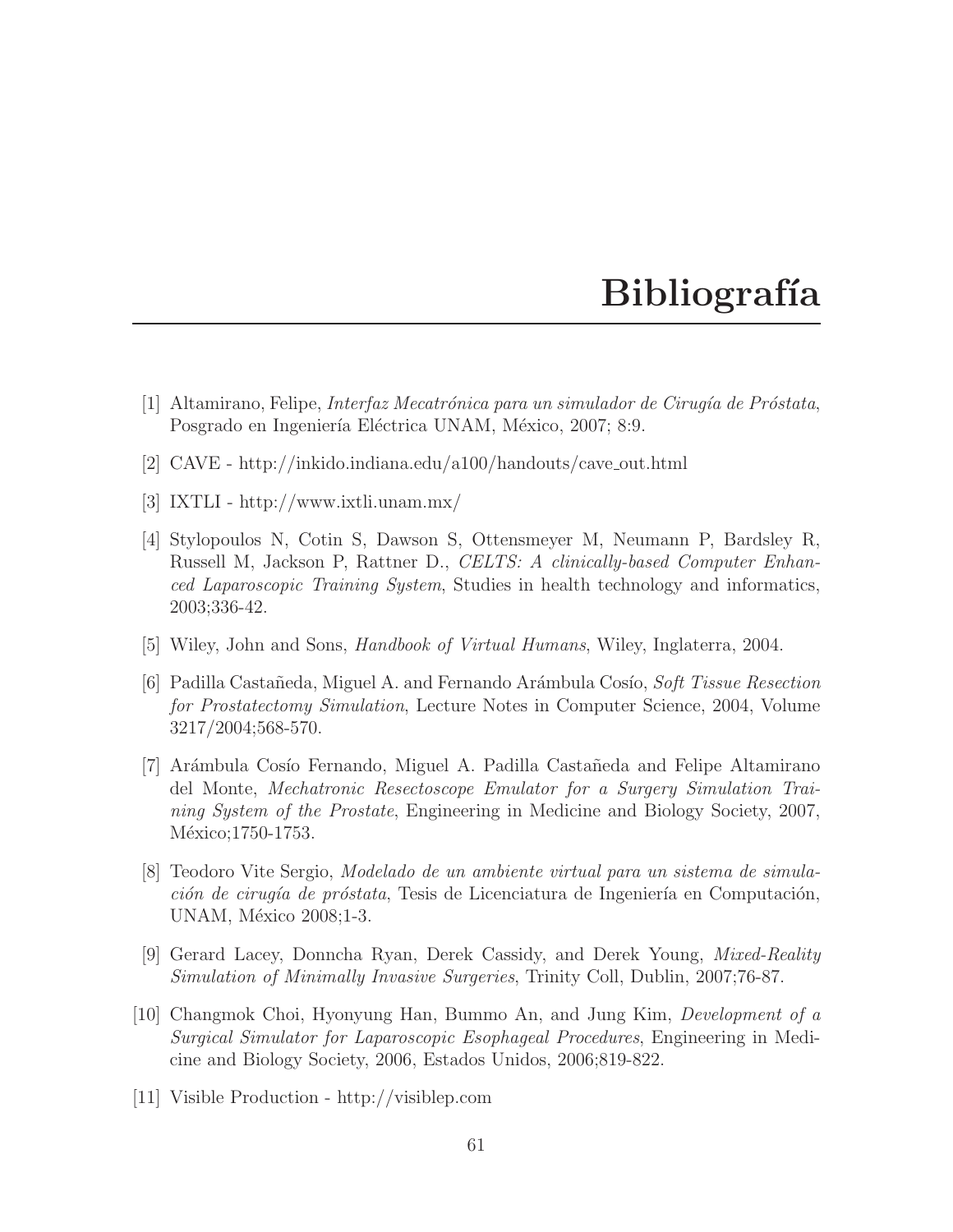# Bibliografía

[1] Altamirano, Felipe, *Interfaz Mecatrónica para un simulador de Cirugía de Próstata*, Posgrado en Ingeniería Eléctrica UNAM, México, 2007; 8:9.

[2] CAVE - http://inkido.indiana.edu/a100/handouts/cave_out.html

[3] IXTLI - http://www.ixtli.unam.mx/

[4] Stylopoulos N, Cotin S, Dawson S, Ottensmeyer M, Neumann P, Bardsley R, Russell M, Jackson P, Rattner D., *CELTS: A clinically-based Computer Enhanced Laparoscopic Training System*, Studies in health technology and informatics, 2003;336-42.

[5] Wiley, John and Sons, *Handbook of Virtual Humans*, Wiley, Inglaterra, 2004.

[6] Padilla Castañeda, Miguel A. and Fernando Arámbula Cosío, *Soft Tissue Resection for Prostatectomy Simulation*, Lecture Notes in Computer Science, 2004, Volume 3217/2004;568-570.

[7] Arámbula Cosío Fernando, Miguel A. Padilla Castañeda and Felipe Altamirano del Monte, *Mechatronic Resectoscope Emulator for a Surgery Simulation Training System of the Prostate*, Engineering in Medicine and Biology Society, 2007, México;1750-1753.

[8] Teodoro Vite Sergio, *Modelado de un ambiente virtual para un sistema de simulación de cirugía de próstata*, Tesis de Licenciatura de Ingeniería en Computación, UNAM, México 2008;1-3.

[9] Gerard Lacey, Donncha Ryan, Derek Cassidy, and Derek Young, *Mixed-Reality Simulation of Minimally Invasive Surgeries*, Trinity Coll, Dublin, 2007;76-87.

[10] Changmok Choi, Hyonyung Han, Bummo An, and Jung Kim, *Development of a Surgical Simulator for Laparoscopic Esophageal Procedures*, Engineering in Medicine and Biology Society, 2006, Estados Unidos, 2006;819-822.

[11] Visible Production - http://visiblep.com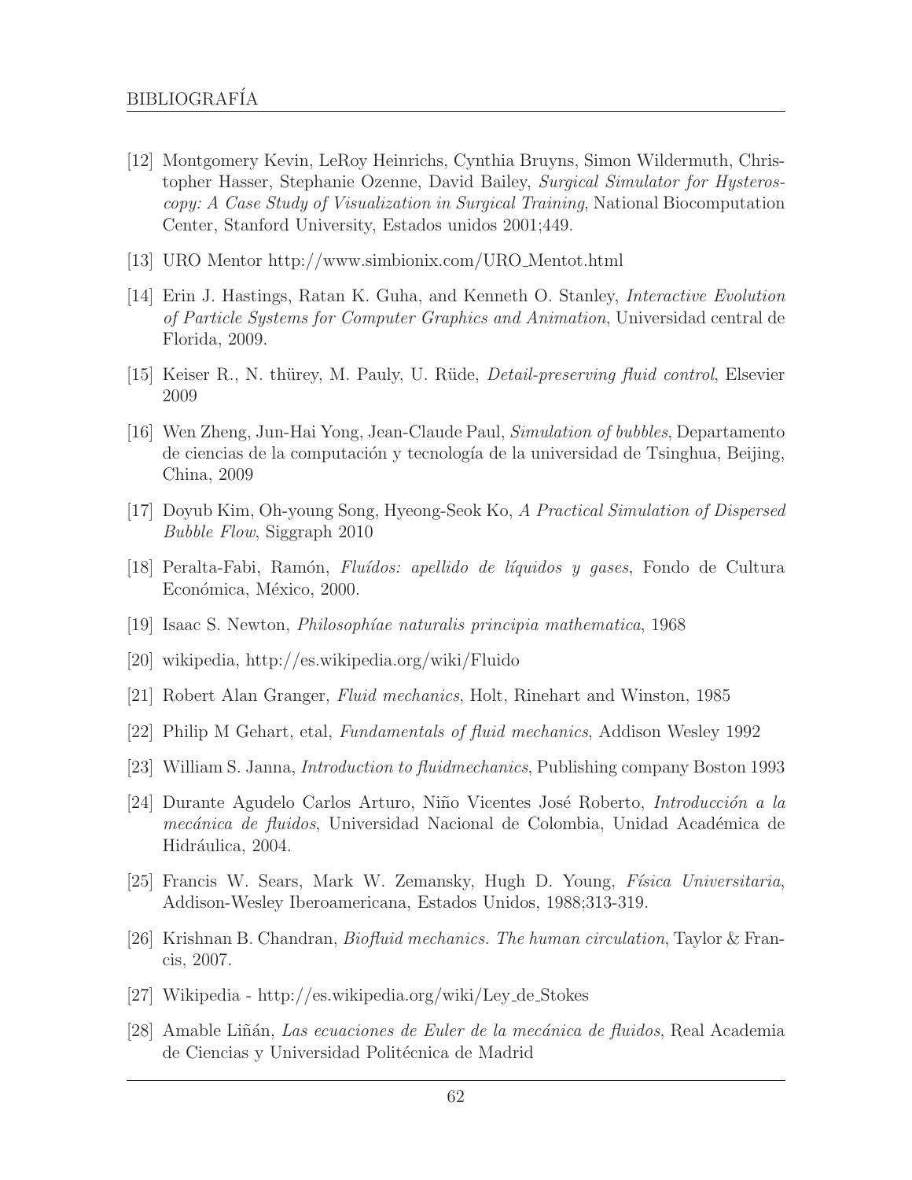[12] Montgomery Kevin, LeRoy Heinrichs, Cynthia Bruyns, Simon Wildermuth, Christopher Hasser, Stephanie Ozenne, David Bailey, *Surgical Simulator for Hysteroscopy: A Case Study of Visualization in Surgical Training*, National Biocomputation Center, Stanford University, Estados unidos 2001;449.

[13] URO Mentor http://www.simbionix.com/URO_Mentot.html

[14] Erin J. Hastings, Ratan K. Guha, and Kenneth O. Stanley, *Interactive Evolution of Particle Systems for Computer Graphics and Animation*, Universidad central de Florida, 2009.

[15] Keiser R., N. thürey, M. Pauly, U. Rüde, *Detail-preserving fluid control*, Elsevier 2009

[16] Wen Zheng, Jun-Hai Yong, Jean-Claude Paul, *Simulation of bubbles*, Departamento de ciencias de la computación y tecnología de la universidad de Tsinghua, Beijing, China, 2009

[17] Doyub Kim, Oh-young Song, Hyeong-Seok Ko, *A Practical Simulation of Dispersed Bubble Flow*, Siggraph 2010

[18] Peralta-Fabi, Ramón, *Fluídos: apellido de líquidos y gases*, Fondo de Cultura Económica, México, 2000.

[19] Isaac S. Newton, *Philosophíae naturalis principia mathematica*, 1968

[20] wikipedia, http://es.wikipedia.org/wiki/Fluido

[21] Robert Alan Granger, *Fluid mechanics*, Holt, Rinehart and Winston, 1985

[22] Philip M Gehart, etal, *Fundamentals of fluid mechanics*, Addison Wesley 1992

[23] William S. Janna, *Introduction to fluidmechanics*, Publishing company Boston 1993

[24] Durante Agudelo Carlos Arturo, Niño Vicentes José Roberto, *Introducción a la mecánica de fluidos*, Universidad Nacional de Colombia, Unidad Académica de Hidráulica, 2004.

[25] Francis W. Sears, Mark W. Zemansky, Hugh D. Young, *Física Universitaria*, Addison-Wesley Iberoamericana, Estados Unidos, 1988;313-319.

[26] Krishnan B. Chandran, *Biofluid mechanics. The human circulation*, Taylor & Francis, 2007.

[27] Wikipedia - http://es.wikipedia.org/wiki/Ley_de_Stokes

[28] Amable Liñán, *Las ecuaciones de Euler de la mecánica de fluidos*, Real Academia de Ciencias y Universidad Politécnica de Madrid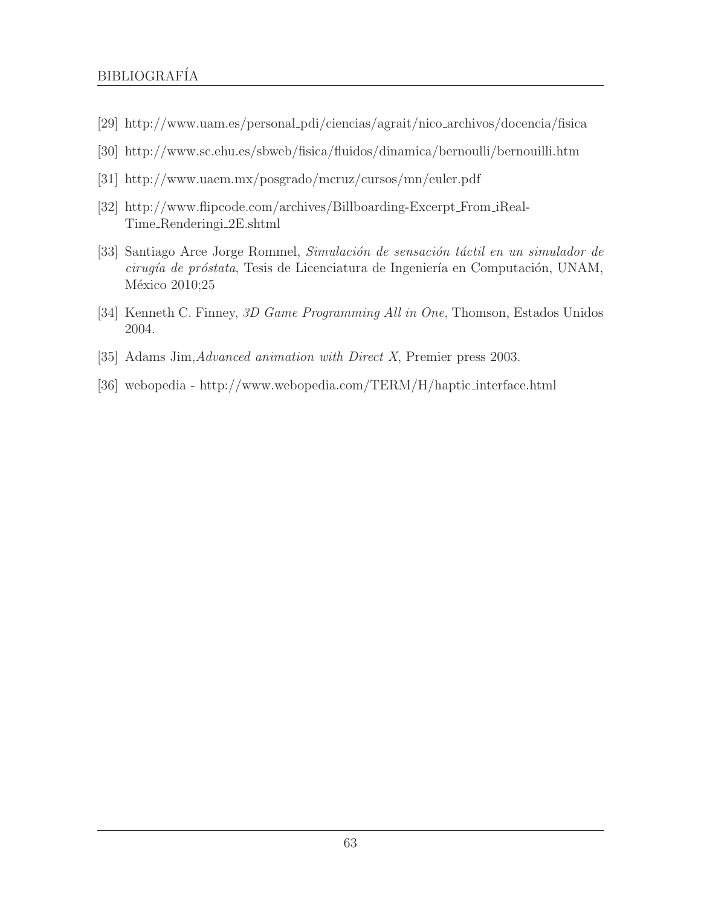[29] http://www.uam.es/personal_pdi/ciencias/agrait/nico_archivos/docencia/fisica

[30] http://www.sc.ehu.es/sbweb/fisica/fluidos/dinamica/bernoulli/bernouilli.htm

[31] http://www.uaem.mx/posgrado/mcruz/cursos/mn/euler.pdf

[32] http://www.flipcode.com/archives/Billboarding-Excerpt_From_iReal-Time_Renderingi_2E.shtml

[33] Santiago Arce Jorge Rommel, *Simulación de sensación táctil en un simulador de cirugía de próstata*, Tesis de Licenciatura de Ingeniería en Computación, UNAM, México 2010;25

[34] Kenneth C. Finney, *3D Game Programming All in One*, Thomson, Estados Unidos 2004.

[35] Adams Jim,*Advanced animation with Direct X*, Premier press 2003.

[36] webopedia - http://www.webopedia.com/TERM/H/haptic_interface.html